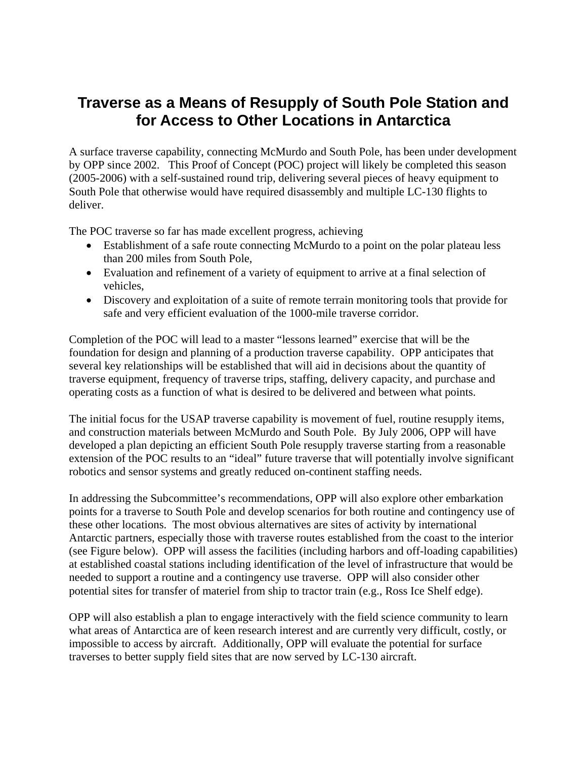# Traverse as a Means of Resupply of South Pole Station and for Access to Other Locations in Antarctica

A surface traverse capability, connecting McMurdo and South Pole, has been under development by OPP since 2002. This Proof of Concept (POC) project will likely be completed this season (2005-2006) with a self-sustained round trip, delivering several pieces of heavy equipment to South Pole that otherwise would have required disassembly and multiple LC-130 flights to deliver.

The POC traverse so far has made excellent progress, achieving

- Establishment of a safe route connecting McMurdo to a point on the polar plateau less than 200 miles from South Pole,
- Evaluation and refinement of a variety of equipment to arrive at a final selection of vehicles,
- Discovery and exploitation of a suite of remote terrain monitoring tools that provide for safe and very efficient evaluation of the 1000-mile traverse corridor.

Completion of the POC will lead to a master "lessons learned" exercise that will be the foundation for design and planning of a production traverse capability. OPP anticipates that several key relationships will be established that will aid in decisions about the quantity of traverse equipment, frequency of traverse trips, staffing, delivery capacity, and purchase and operating costs as a function of what is desired to be delivered and between what points.

The initial focus for the USAP traverse capability is movement of fuel, routine resupply items, and construction materials between McMurdo and South Pole. By July 2006, OPP will have developed a plan depicting an efficient South Pole resupply traverse starting from a reasonable extension of the POC results to an "ideal" future traverse that will potentially involve significant robotics and sensor systems and greatly reduced on-continent staffing needs.

In addressing the Subcommittee's recommendations, OPP will also explore other embarkation points for a traverse to South Pole and develop scenarios for both routine and contingency use of these other locations. The most obvious alternatives are sites of activity by international Antarctic partners, especially those with traverse routes established from the coast to the interior (see Figure below). OPP will assess the facilities (including harbors and off-loading capabilities) at established coastal stations including identification of the level of infrastructure that would be needed to support a routine and a contingency use traverse. OPP will also consider other potential sites for transfer of materiel from ship to tractor train (e.g., Ross Ice Shelf edge).

OPP will also establish a plan to engage interactively with the field science community to learn what areas of Antarctica are of keen research interest and are currently very difficult, costly, or impossible to access by aircraft. Additionally, OPP will evaluate the potential for surface traverses to better supply field sites that are now served by LC-130 aircraft.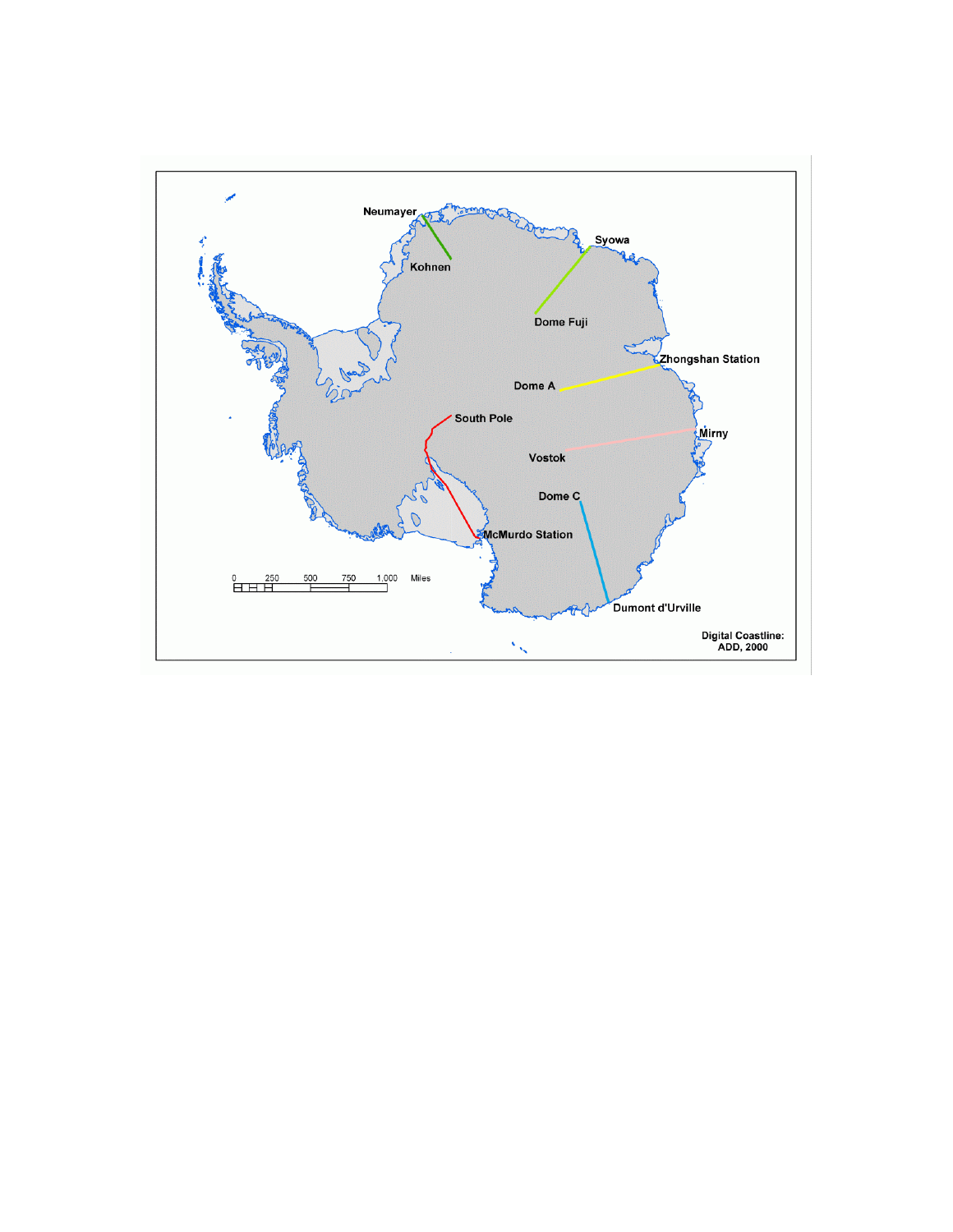Neumayer

Kohnen

Syowa

Dome Fuji

Zhongshan Station

Dome A

South Pole

Mirny

Vostok

Dome C

McMurdo Station

Dumont d'Urville

0 250 500 750 1,000 Miles

Digital Coastline: ADD, 2000